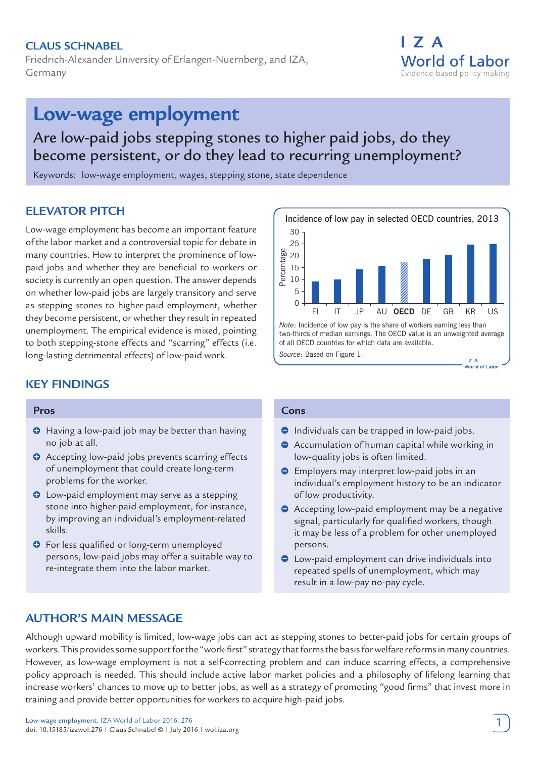**CLAUS SCHNABEL**

Friedrich-Alexander University of Erlangen-Nuernberg, and IZA, Germany

# Low-wage employment

## Are low-paid jobs stepping stones to higher paid jobs, do they become persistent, or do they lead to recurring unemployment?

Keywords: low-wage employment, wages, stepping stone, state dependence

## ELEVATOR PITCH

Low-wage employment has become an important feature of the labor market and a controversial topic for debate in many countries. How to interpret the prominence of low-paid jobs and whether they are beneficial to workers or society is currently an open question. The answer depends on whether low-paid jobs are largely transitory and serve as stepping stones to higher-paid employment, whether they become persistent, or whether they result in repeated unemployment. The empirical evidence is mixed, pointing to both stepping-stone effects and "scarring" effects (i.e. long-lasting detrimental effects) of low-paid work.

Incidence of low pay in selected OECD countries, 2013

Percentage by country: FI, IT, JP, AU, **OECD**, DE, GB, KR, US

*Note*: Incidence of low pay is the share of workers earning less than two-thirds of median earnings. The OECD value is an unweighted average of all OECD countries for which data are available.

*Source*: Based on Figure 1.

## KEY FINDINGS

### Pros

- Having a low-paid job may be better than having no job at all.
- Accepting low-paid jobs prevents scarring effects of unemployment that could create long-term problems for the worker.
- Low-paid employment may serve as a stepping stone into higher-paid employment, for instance, by improving an individual's employment-related skills.
- For less qualified or long-term unemployed persons, low-paid jobs may offer a suitable way to re-integrate them into the labor market.

### Cons

- Individuals can be trapped in low-paid jobs.
- Accumulation of human capital while working in low-quality jobs is often limited.
- Employers may interpret low-paid jobs in an individual's employment history to be an indicator of low productivity.
- Accepting low-paid employment may be a negative signal, particularly for qualified workers, though it may be less of a problem for other unemployed persons.
- Low-paid employment can drive individuals into repeated spells of unemployment, which may result in a low-pay no-pay cycle.

## AUTHOR'S MAIN MESSAGE

Although upward mobility is limited, low-wage jobs can act as stepping stones to better-paid jobs for certain groups of workers. This provides some support for the "work-first" strategy that forms the basis for welfare reforms in many countries. However, as low-wage employment is not a self-correcting problem and can induce scarring effects, a comprehensive policy approach is needed. This should include active labor market policies and a philosophy of lifelong learning that increase workers' chances to move up to better jobs, as well as a strategy of promoting "good firms" that invest more in training and provide better opportunities for workers to acquire high-paid jobs.

Low-wage employment. IZA World of Labor 2016: 276
doi: 10.15185/izawol.276 | Claus Schnabel © | July 2016 | wol.iza.org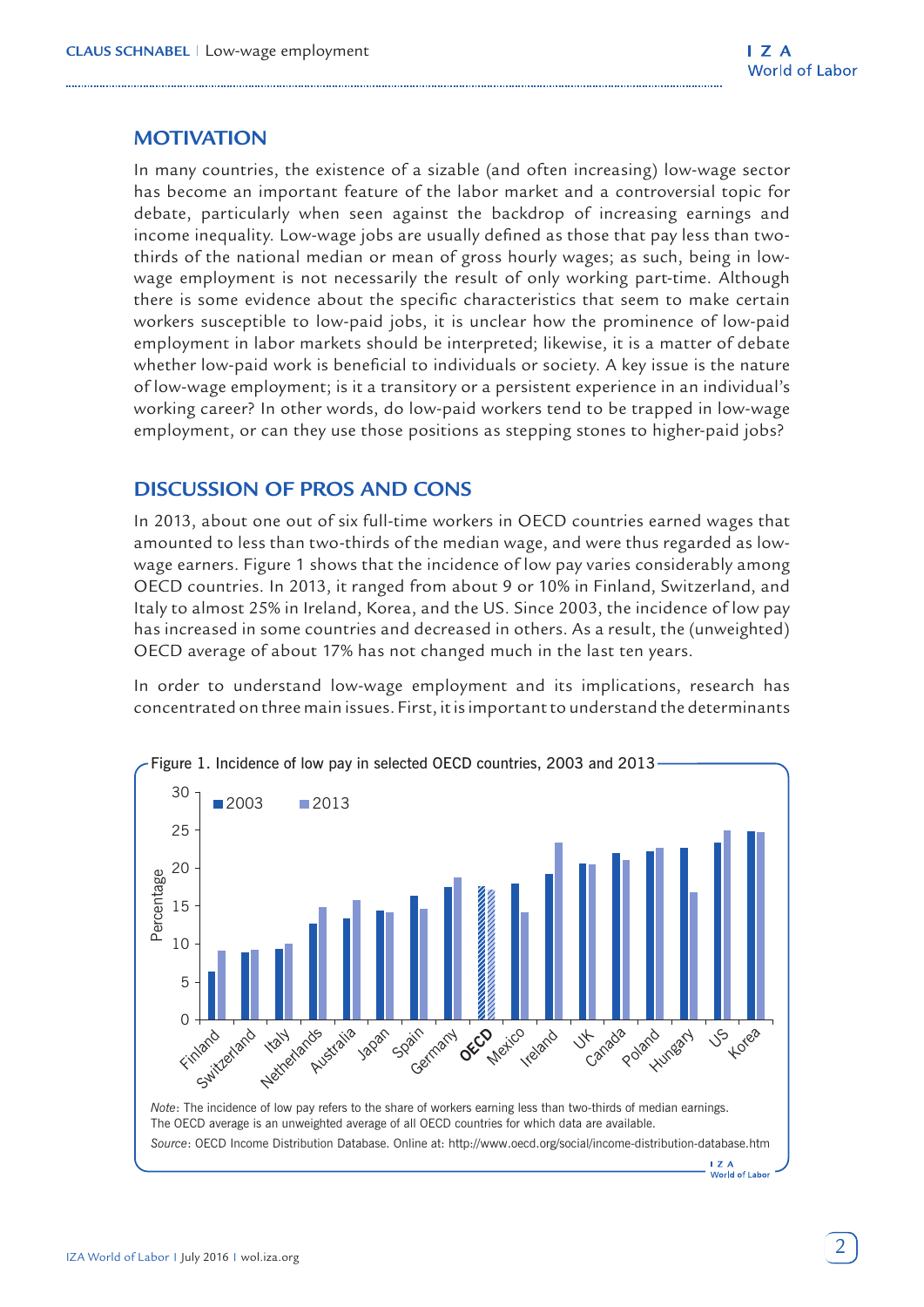## MOTIVATION

In many countries, the existence of a sizable (and often increasing) low-wage sector has become an important feature of the labor market and a controversial topic for debate, particularly when seen against the backdrop of increasing earnings and income inequality. Low-wage jobs are usually defined as those that pay less than two-thirds of the national median or mean of gross hourly wages; as such, being in low-wage employment is not necessarily the result of only working part-time. Although there is some evidence about the specific characteristics that seem to make certain workers susceptible to low-paid jobs, it is unclear how the prominence of low-paid employment in labor markets should be interpreted; likewise, it is a matter of debate whether low-paid work is beneficial to individuals or society. A key issue is the nature of low-wage employment; is it a transitory or a persistent experience in an individual's working career? In other words, do low-paid workers tend to be trapped in low-wage employment, or can they use those positions as stepping stones to higher-paid jobs?

## DISCUSSION OF PROS AND CONS

In 2013, about one out of six full-time workers in OECD countries earned wages that amounted to less than two-thirds of the median wage, and were thus regarded as low-wage earners. Figure 1 shows that the incidence of low pay varies considerably among OECD countries. In 2013, it ranged from about 9 or 10% in Finland, Switzerland, and Italy to almost 25% in Ireland, Korea, and the US. Since 2003, the incidence of low pay has increased in some countries and decreased in others. As a result, the (unweighted) OECD average of about 17% has not changed much in the last ten years.

In order to understand low-wage employment and its implications, research has concentrated on three main issues. First, it is important to understand the determinants

Figure 1. Incidence of low pay in selected OECD countries, 2003 and 2013

*Note*: The incidence of low pay refers to the share of workers earning less than two-thirds of median earnings. The OECD average is an unweighted average of all OECD countries for which data are available.

*Source*: OECD Income Distribution Database. Online at: http://www.oecd.org/social/income-distribution-database.htm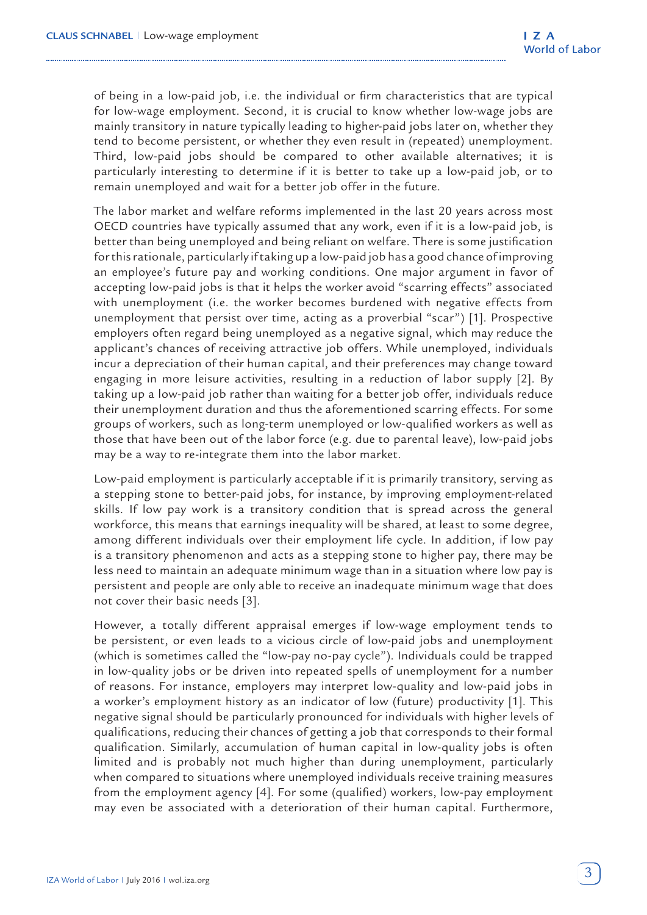of being in a low-paid job, i.e. the individual or firm characteristics that are typical for low-wage employment. Second, it is crucial to know whether low-wage jobs are mainly transitory in nature typically leading to higher-paid jobs later on, whether they tend to become persistent, or whether they even result in (repeated) unemployment. Third, low-paid jobs should be compared to other available alternatives; it is particularly interesting to determine if it is better to take up a low-paid job, or to remain unemployed and wait for a better job offer in the future.

The labor market and welfare reforms implemented in the last 20 years across most OECD countries have typically assumed that any work, even if it is a low-paid job, is better than being unemployed and being reliant on welfare. There is some justification for this rationale, particularly if taking up a low-paid job has a good chance of improving an employee's future pay and working conditions. One major argument in favor of accepting low-paid jobs is that it helps the worker avoid "scarring effects" associated with unemployment (i.e. the worker becomes burdened with negative effects from unemployment that persist over time, acting as a proverbial "scar") [1]. Prospective employers often regard being unemployed as a negative signal, which may reduce the applicant's chances of receiving attractive job offers. While unemployed, individuals incur a depreciation of their human capital, and their preferences may change toward engaging in more leisure activities, resulting in a reduction of labor supply [2]. By taking up a low-paid job rather than waiting for a better job offer, individuals reduce their unemployment duration and thus the aforementioned scarring effects. For some groups of workers, such as long-term unemployed or low-qualified workers as well as those that have been out of the labor force (e.g. due to parental leave), low-paid jobs may be a way to re-integrate them into the labor market.

Low-paid employment is particularly acceptable if it is primarily transitory, serving as a stepping stone to better-paid jobs, for instance, by improving employment-related skills. If low pay work is a transitory condition that is spread across the general workforce, this means that earnings inequality will be shared, at least to some degree, among different individuals over their employment life cycle. In addition, if low pay is a transitory phenomenon and acts as a stepping stone to higher pay, there may be less need to maintain an adequate minimum wage than in a situation where low pay is persistent and people are only able to receive an inadequate minimum wage that does not cover their basic needs [3].

However, a totally different appraisal emerges if low-wage employment tends to be persistent, or even leads to a vicious circle of low-paid jobs and unemployment (which is sometimes called the "low-pay no-pay cycle"). Individuals could be trapped in low-quality jobs or be driven into repeated spells of unemployment for a number of reasons. For instance, employers may interpret low-quality and low-paid jobs in a worker's employment history as an indicator of low (future) productivity [1]. This negative signal should be particularly pronounced for individuals with higher levels of qualifications, reducing their chances of getting a job that corresponds to their formal qualification. Similarly, accumulation of human capital in low-quality jobs is often limited and is probably not much higher than during unemployment, particularly when compared to situations where unemployed individuals receive training measures from the employment agency [4]. For some (qualified) workers, low-pay employment may even be associated with a deterioration of their human capital. Furthermore,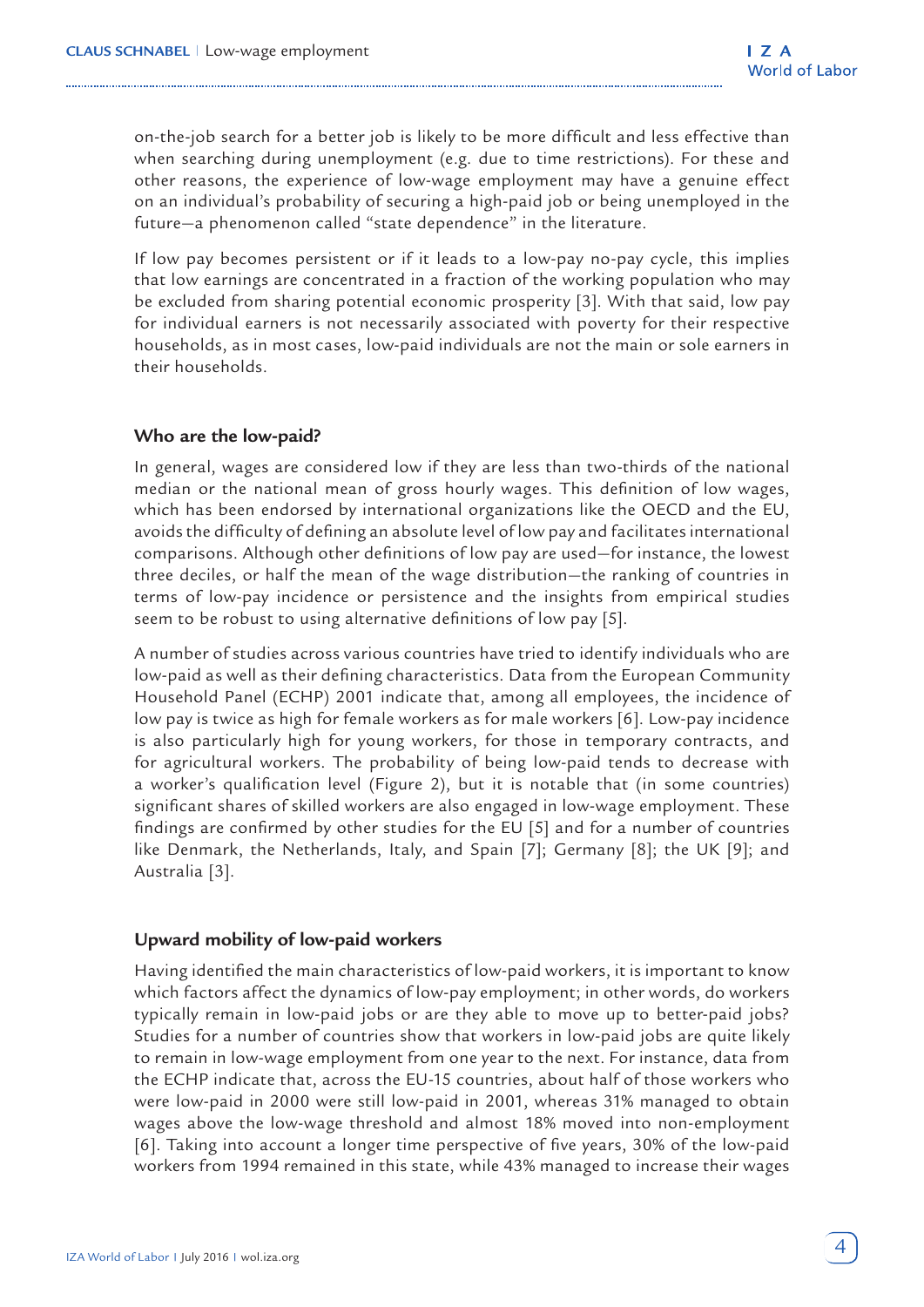on-the-job search for a better job is likely to be more difficult and less effective than when searching during unemployment (e.g. due to time restrictions). For these and other reasons, the experience of low-wage employment may have a genuine effect on an individual's probability of securing a high-paid job or being unemployed in the future—a phenomenon called "state dependence" in the literature.

If low pay becomes persistent or if it leads to a low-pay no-pay cycle, this implies that low earnings are concentrated in a fraction of the working population who may be excluded from sharing potential economic prosperity [3]. With that said, low pay for individual earners is not necessarily associated with poverty for their respective households, as in most cases, low-paid individuals are not the main or sole earners in their households.

## Who are the low-paid?

In general, wages are considered low if they are less than two-thirds of the national median or the national mean of gross hourly wages. This definition of low wages, which has been endorsed by international organizations like the OECD and the EU, avoids the difficulty of defining an absolute level of low pay and facilitates international comparisons. Although other definitions of low pay are used—for instance, the lowest three deciles, or half the mean of the wage distribution—the ranking of countries in terms of low-pay incidence or persistence and the insights from empirical studies seem to be robust to using alternative definitions of low pay [5].

A number of studies across various countries have tried to identify individuals who are low-paid as well as their defining characteristics. Data from the European Community Household Panel (ECHP) 2001 indicate that, among all employees, the incidence of low pay is twice as high for female workers as for male workers [6]. Low-pay incidence is also particularly high for young workers, for those in temporary contracts, and for agricultural workers. The probability of being low-paid tends to decrease with a worker's qualification level (Figure 2), but it is notable that (in some countries) significant shares of skilled workers are also engaged in low-wage employment. These findings are confirmed by other studies for the EU [5] and for a number of countries like Denmark, the Netherlands, Italy, and Spain [7]; Germany [8]; the UK [9]; and Australia [3].

## Upward mobility of low-paid workers

Having identified the main characteristics of low-paid workers, it is important to know which factors affect the dynamics of low-pay employment; in other words, do workers typically remain in low-paid jobs or are they able to move up to better-paid jobs? Studies for a number of countries show that workers in low-paid jobs are quite likely to remain in low-wage employment from one year to the next. For instance, data from the ECHP indicate that, across the EU-15 countries, about half of those workers who were low-paid in 2000 were still low-paid in 2001, whereas 31% managed to obtain wages above the low-wage threshold and almost 18% moved into non-employment [6]. Taking into account a longer time perspective of five years, 30% of the low-paid workers from 1994 remained in this state, while 43% managed to increase their wages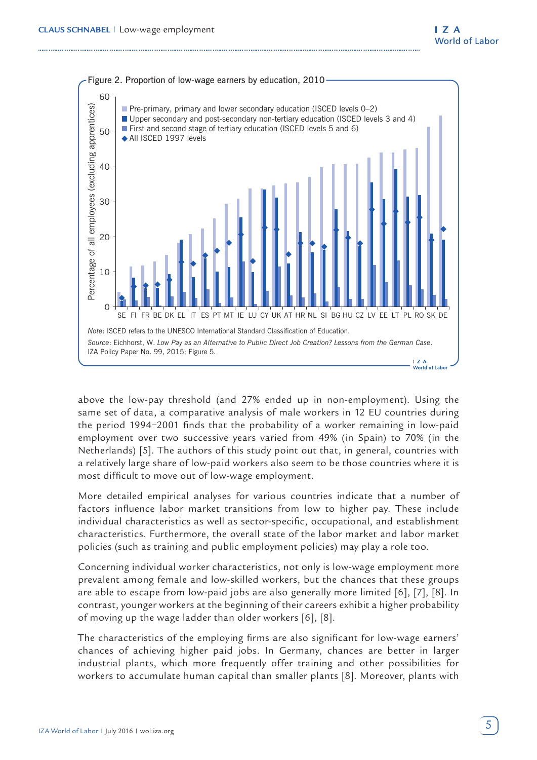Figure 2. Proportion of low-wage earners by education, 2010

Note: ISCED refers to the UNESCO International Standard Classification of Education.

Source: Eichhorst, W. *Low Pay as an Alternative to Public Direct Job Creation? Lessons from the German Case*. IZA Policy Paper No. 99, 2015; Figure 5.

above the low-pay threshold (and 27% ended up in non-employment). Using the same set of data, a comparative analysis of male workers in 12 EU countries during the period 1994–2001 finds that the probability of a worker remaining in low-paid employment over two successive years varied from 49% (in Spain) to 70% (in the Netherlands) [5]. The authors of this study point out that, in general, countries with a relatively large share of low-paid workers also seem to be those countries where it is most difficult to move out of low-wage employment.

More detailed empirical analyses for various countries indicate that a number of factors influence labor market transitions from low to higher pay. These include individual characteristics as well as sector-specific, occupational, and establishment characteristics. Furthermore, the overall state of the labor market and labor market policies (such as training and public employment policies) may play a role too.

Concerning individual worker characteristics, not only is low-wage employment more prevalent among female and low-skilled workers, but the chances that these groups are able to escape from low-paid jobs are also generally more limited [6], [7], [8]. In contrast, younger workers at the beginning of their careers exhibit a higher probability of moving up the wage ladder than older workers [6], [8].

The characteristics of the employing firms are also significant for low-wage earners' chances of achieving higher paid jobs. In Germany, chances are better in larger industrial plants, which more frequently offer training and other possibilities for workers to accumulate human capital than smaller plants [8]. Moreover, plants with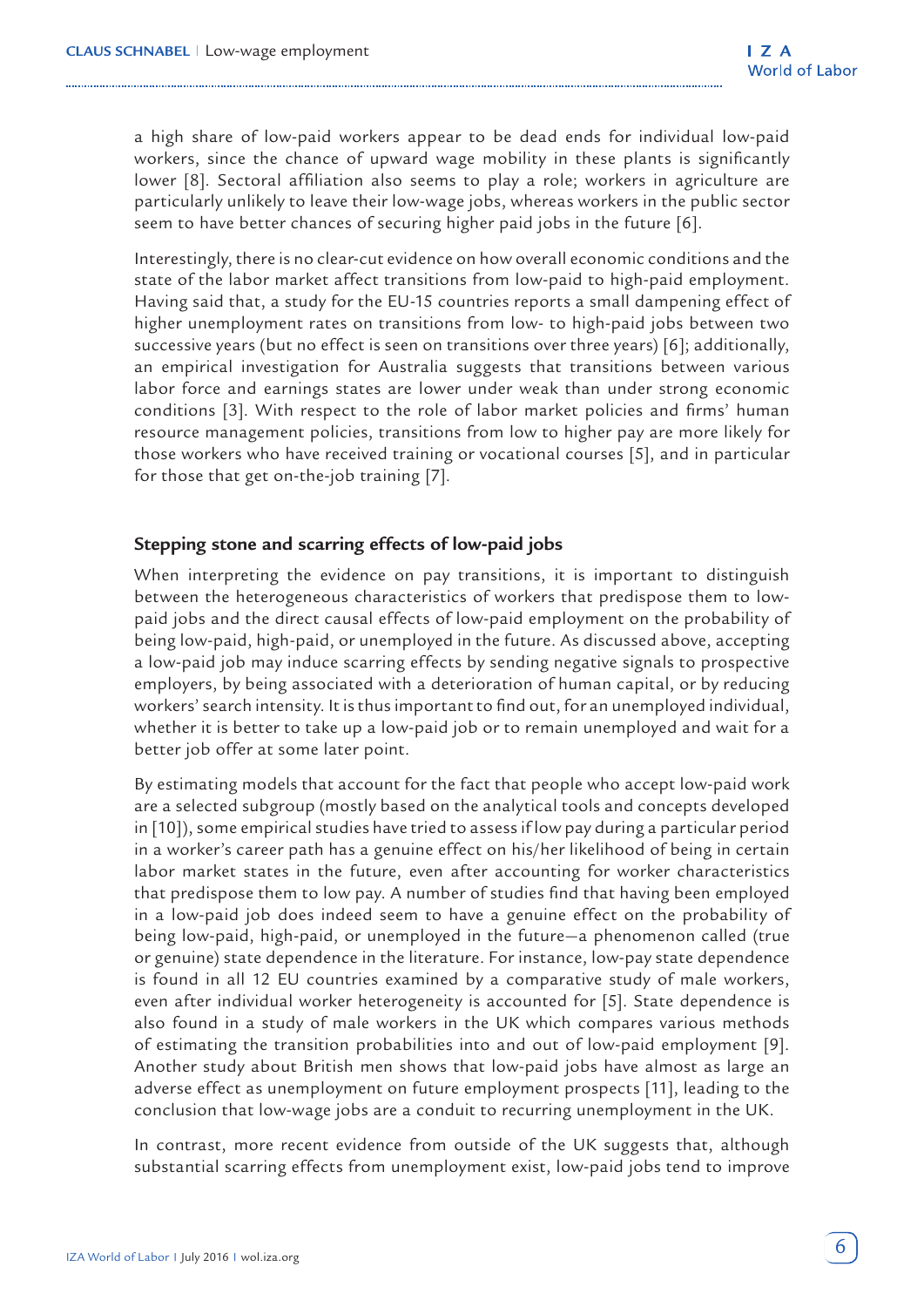a high share of low-paid workers appear to be dead ends for individual low-paid workers, since the chance of upward wage mobility in these plants is significantly lower [8]. Sectoral affiliation also seems to play a role; workers in agriculture are particularly unlikely to leave their low-wage jobs, whereas workers in the public sector seem to have better chances of securing higher paid jobs in the future [6].

Interestingly, there is no clear-cut evidence on how overall economic conditions and the state of the labor market affect transitions from low-paid to high-paid employment. Having said that, a study for the EU-15 countries reports a small dampening effect of higher unemployment rates on transitions from low- to high-paid jobs between two successive years (but no effect is seen on transitions over three years) [6]; additionally, an empirical investigation for Australia suggests that transitions between various labor force and earnings states are lower under weak than under strong economic conditions [3]. With respect to the role of labor market policies and firms' human resource management policies, transitions from low to higher pay are more likely for those workers who have received training or vocational courses [5], and in particular for those that get on-the-job training [7].

## Stepping stone and scarring effects of low-paid jobs

When interpreting the evidence on pay transitions, it is important to distinguish between the heterogeneous characteristics of workers that predispose them to low-paid jobs and the direct causal effects of low-paid employment on the probability of being low-paid, high-paid, or unemployed in the future. As discussed above, accepting a low-paid job may induce scarring effects by sending negative signals to prospective employers, by being associated with a deterioration of human capital, or by reducing workers' search intensity. It is thus important to find out, for an unemployed individual, whether it is better to take up a low-paid job or to remain unemployed and wait for a better job offer at some later point.

By estimating models that account for the fact that people who accept low-paid work are a selected subgroup (mostly based on the analytical tools and concepts developed in [10]), some empirical studies have tried to assess if low pay during a particular period in a worker's career path has a genuine effect on his/her likelihood of being in certain labor market states in the future, even after accounting for worker characteristics that predispose them to low pay. A number of studies find that having been employed in a low-paid job does indeed seem to have a genuine effect on the probability of being low-paid, high-paid, or unemployed in the future—a phenomenon called (true or genuine) state dependence in the literature. For instance, low-pay state dependence is found in all 12 EU countries examined by a comparative study of male workers, even after individual worker heterogeneity is accounted for [5]. State dependence is also found in a study of male workers in the UK which compares various methods of estimating the transition probabilities into and out of low-paid employment [9]. Another study about British men shows that low-paid jobs have almost as large an adverse effect as unemployment on future employment prospects [11], leading to the conclusion that low-wage jobs are a conduit to recurring unemployment in the UK.

In contrast, more recent evidence from outside of the UK suggests that, although substantial scarring effects from unemployment exist, low-paid jobs tend to improve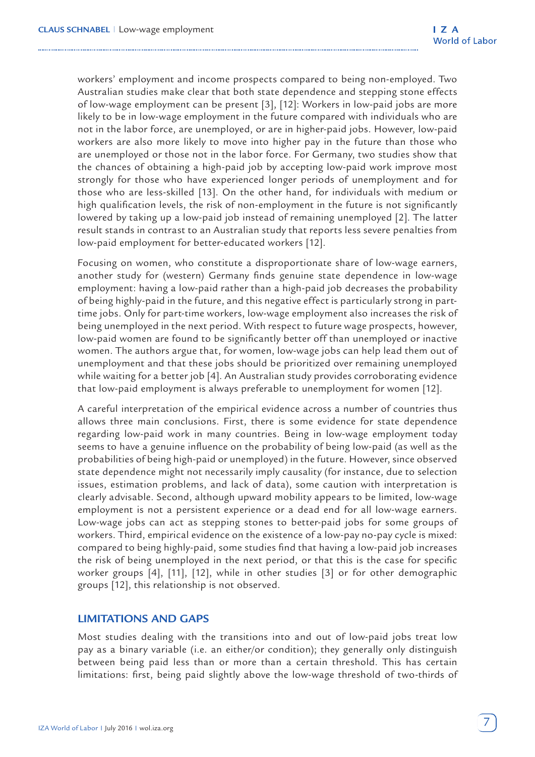workers' employment and income prospects compared to being non-employed. Two Australian studies make clear that both state dependence and stepping stone effects of low-wage employment can be present [3], [12]: Workers in low-paid jobs are more likely to be in low-wage employment in the future compared with individuals who are not in the labor force, are unemployed, or are in higher-paid jobs. However, low-paid workers are also more likely to move into higher pay in the future than those who are unemployed or those not in the labor force. For Germany, two studies show that the chances of obtaining a high-paid job by accepting low-paid work improve most strongly for those who have experienced longer periods of unemployment and for those who are less-skilled [13]. On the other hand, for individuals with medium or high qualification levels, the risk of non-employment in the future is not significantly lowered by taking up a low-paid job instead of remaining unemployed [2]. The latter result stands in contrast to an Australian study that reports less severe penalties from low-paid employment for better-educated workers [12].

Focusing on women, who constitute a disproportionate share of low-wage earners, another study for (western) Germany finds genuine state dependence in low-wage employment: having a low-paid rather than a high-paid job decreases the probability of being highly-paid in the future, and this negative effect is particularly strong in part-time jobs. Only for part-time workers, low-wage employment also increases the risk of being unemployed in the next period. With respect to future wage prospects, however, low-paid women are found to be significantly better off than unemployed or inactive women. The authors argue that, for women, low-wage jobs can help lead them out of unemployment and that these jobs should be prioritized over remaining unemployed while waiting for a better job [4]. An Australian study provides corroborating evidence that low-paid employment is always preferable to unemployment for women [12].

A careful interpretation of the empirical evidence across a number of countries thus allows three main conclusions. First, there is some evidence for state dependence regarding low-paid work in many countries. Being in low-wage employment today seems to have a genuine influence on the probability of being low-paid (as well as the probabilities of being high-paid or unemployed) in the future. However, since observed state dependence might not necessarily imply causality (for instance, due to selection issues, estimation problems, and lack of data), some caution with interpretation is clearly advisable. Second, although upward mobility appears to be limited, low-wage employment is not a persistent experience or a dead end for all low-wage earners. Low-wage jobs can act as stepping stones to better-paid jobs for some groups of workers. Third, empirical evidence on the existence of a low-pay no-pay cycle is mixed: compared to being highly-paid, some studies find that having a low-paid job increases the risk of being unemployed in the next period, or that this is the case for specific worker groups [4], [11], [12], while in other studies [3] or for other demographic groups [12], this relationship is not observed.

## LIMITATIONS AND GAPS

Most studies dealing with the transitions into and out of low-paid jobs treat low pay as a binary variable (i.e. an either/or condition); they generally only distinguish between being paid less than or more than a certain threshold. This has certain limitations: first, being paid slightly above the low-wage threshold of two-thirds of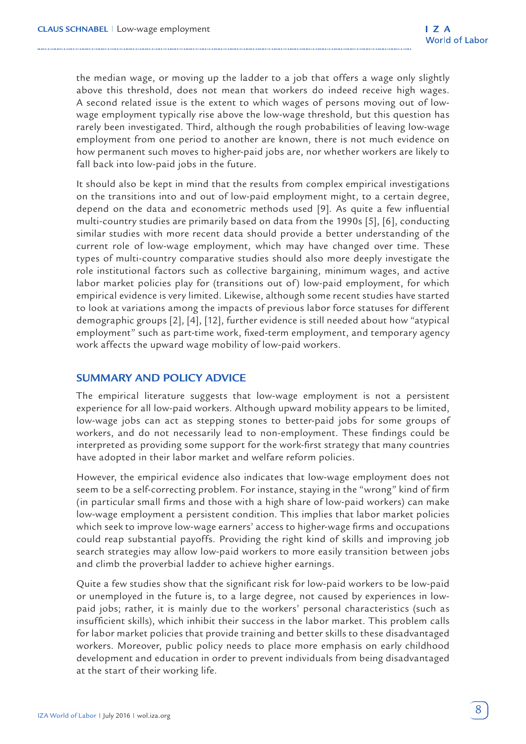the median wage, or moving up the ladder to a job that offers a wage only slightly above this threshold, does not mean that workers do indeed receive high wages. A second related issue is the extent to which wages of persons moving out of low-wage employment typically rise above the low-wage threshold, but this question has rarely been investigated. Third, although the rough probabilities of leaving low-wage employment from one period to another are known, there is not much evidence on how permanent such moves to higher-paid jobs are, nor whether workers are likely to fall back into low-paid jobs in the future.

It should also be kept in mind that the results from complex empirical investigations on the transitions into and out of low-paid employment might, to a certain degree, depend on the data and econometric methods used [9]. As quite a few influential multi-country studies are primarily based on data from the 1990s [5], [6], conducting similar studies with more recent data should provide a better understanding of the current role of low-wage employment, which may have changed over time. These types of multi-country comparative studies should also more deeply investigate the role institutional factors such as collective bargaining, minimum wages, and active labor market policies play for (transitions out of) low-paid employment, for which empirical evidence is very limited. Likewise, although some recent studies have started to look at variations among the impacts of previous labor force statuses for different demographic groups [2], [4], [12], further evidence is still needed about how "atypical employment" such as part-time work, fixed-term employment, and temporary agency work affects the upward wage mobility of low-paid workers.

## SUMMARY AND POLICY ADVICE

The empirical literature suggests that low-wage employment is not a persistent experience for all low-paid workers. Although upward mobility appears to be limited, low-wage jobs can act as stepping stones to better-paid jobs for some groups of workers, and do not necessarily lead to non-employment. These findings could be interpreted as providing some support for the work-first strategy that many countries have adopted in their labor market and welfare reform policies.

However, the empirical evidence also indicates that low-wage employment does not seem to be a self-correcting problem. For instance, staying in the "wrong" kind of firm (in particular small firms and those with a high share of low-paid workers) can make low-wage employment a persistent condition. This implies that labor market policies which seek to improve low-wage earners' access to higher-wage firms and occupations could reap substantial payoffs. Providing the right kind of skills and improving job search strategies may allow low-paid workers to more easily transition between jobs and climb the proverbial ladder to achieve higher earnings.

Quite a few studies show that the significant risk for low-paid workers to be low-paid or unemployed in the future is, to a large degree, not caused by experiences in low-paid jobs; rather, it is mainly due to the workers' personal characteristics (such as insufficient skills), which inhibit their success in the labor market. This problem calls for labor market policies that provide training and better skills to these disadvantaged workers. Moreover, public policy needs to place more emphasis on early childhood development and education in order to prevent individuals from being disadvantaged at the start of their working life.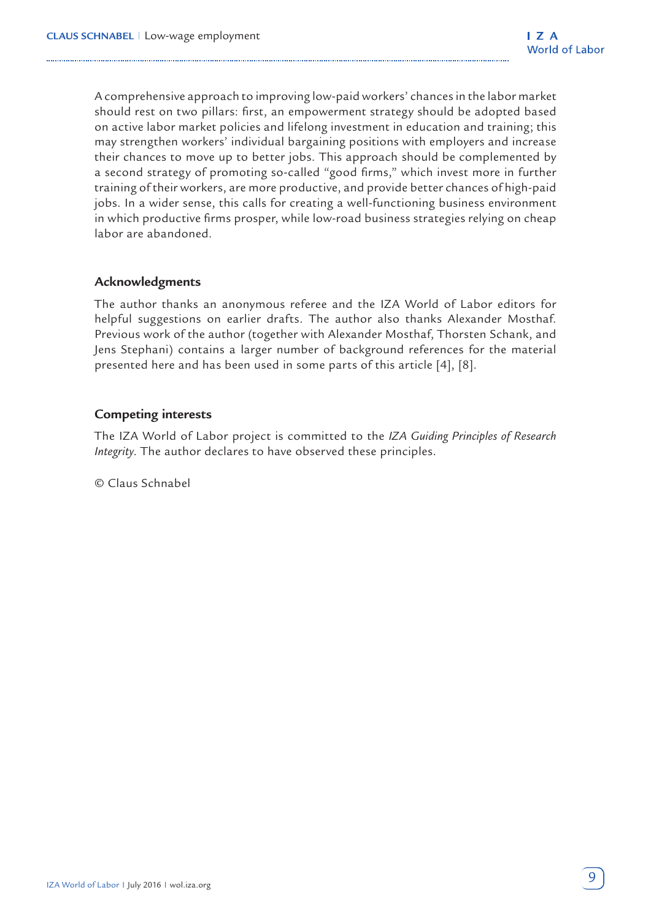A comprehensive approach to improving low-paid workers' chances in the labor market should rest on two pillars: first, an empowerment strategy should be adopted based on active labor market policies and lifelong investment in education and training; this may strengthen workers' individual bargaining positions with employers and increase their chances to move up to better jobs. This approach should be complemented by a second strategy of promoting so-called "good firms," which invest more in further training of their workers, are more productive, and provide better chances of high-paid jobs. In a wider sense, this calls for creating a well-functioning business environment in which productive firms prosper, while low-road business strategies relying on cheap labor are abandoned.

### Acknowledgments

The author thanks an anonymous referee and the IZA World of Labor editors for helpful suggestions on earlier drafts. The author also thanks Alexander Mosthaf. Previous work of the author (together with Alexander Mosthaf, Thorsten Schank, and Jens Stephani) contains a larger number of background references for the material presented here and has been used in some parts of this article [4], [8].

### Competing interests

The IZA World of Labor project is committed to the *IZA Guiding Principles of Research Integrity*. The author declares to have observed these principles.

© Claus Schnabel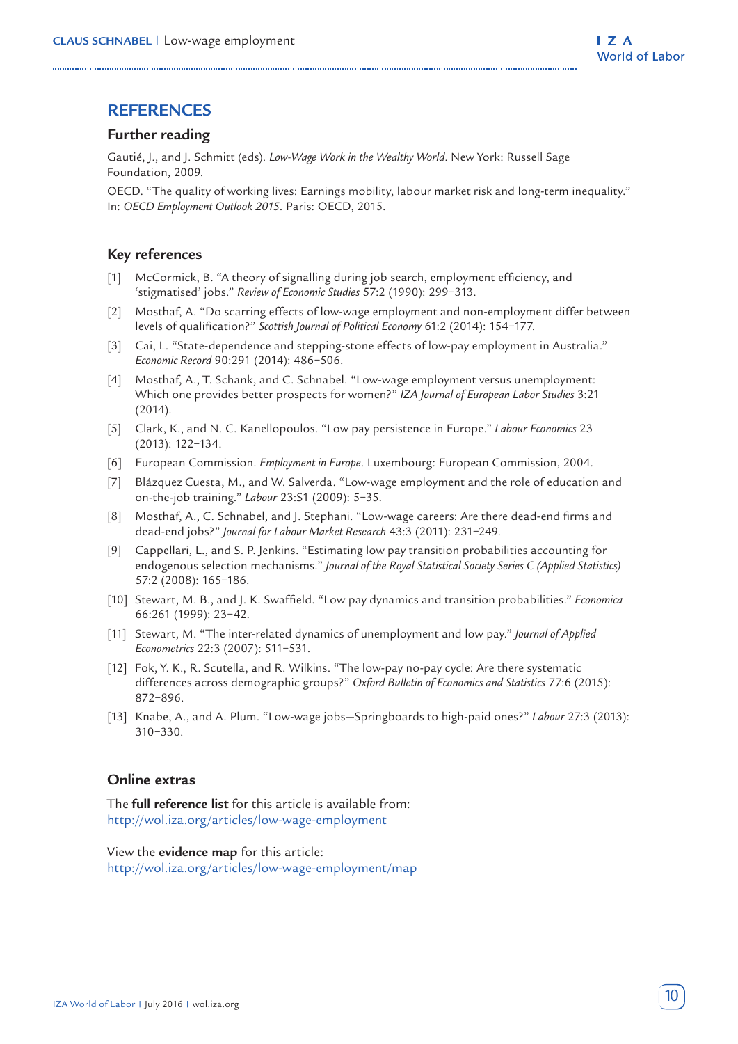## REFERENCES

### Further reading

Gautié, J., and J. Schmitt (eds). *Low-Wage Work in the Wealthy World*. New York: Russell Sage Foundation, 2009.

OECD. "The quality of working lives: Earnings mobility, labour market risk and long-term inequality." In: *OECD Employment Outlook 2015*. Paris: OECD, 2015.

### Key references

[1] McCormick, B. "A theory of signalling during job search, employment efficiency, and 'stigmatised' jobs." *Review of Economic Studies* 57:2 (1990): 299–313.

[2] Mosthaf, A. "Do scarring effects of low-wage employment and non-employment differ between levels of qualification?" *Scottish Journal of Political Economy* 61:2 (2014): 154–177.

[3] Cai, L. "State-dependence and stepping-stone effects of low-pay employment in Australia." *Economic Record* 90:291 (2014): 486–506.

[4] Mosthaf, A., T. Schank, and C. Schnabel. "Low-wage employment versus unemployment: Which one provides better prospects for women?" *IZA Journal of European Labor Studies* 3:21 (2014).

[5] Clark, K., and N. C. Kanellopoulos. "Low pay persistence in Europe." *Labour Economics* 23 (2013): 122–134.

[6] European Commission. *Employment in Europe*. Luxembourg: European Commission, 2004.

[7] Blázquez Cuesta, M., and W. Salverda. "Low-wage employment and the role of education and on-the-job training." *Labour* 23:S1 (2009): 5–35.

[8] Mosthaf, A., C. Schnabel, and J. Stephani. "Low-wage careers: Are there dead-end firms and dead-end jobs?" *Journal for Labour Market Research* 43:3 (2011): 231–249.

[9] Cappellari, L., and S. P. Jenkins. "Estimating low pay transition probabilities accounting for endogenous selection mechanisms." *Journal of the Royal Statistical Society Series C (Applied Statistics)* 57:2 (2008): 165–186.

[10] Stewart, M. B., and J. K. Swaffield. "Low pay dynamics and transition probabilities." *Economica* 66:261 (1999): 23–42.

[11] Stewart, M. "The inter-related dynamics of unemployment and low pay." *Journal of Applied Econometrics* 22:3 (2007): 511–531.

[12] Fok, Y. K., R. Scutella, and R. Wilkins. "The low-pay no-pay cycle: Are there systematic differences across demographic groups?" *Oxford Bulletin of Economics and Statistics* 77:6 (2015): 872–896.

[13] Knabe, A., and A. Plum. "Low-wage jobs—Springboards to high-paid ones?" *Labour* 27:3 (2013): 310–330.

### Online extras

The **full reference list** for this article is available from:
http://wol.iza.org/articles/low-wage-employment

View the **evidence map** for this article:
http://wol.iza.org/articles/low-wage-employment/map